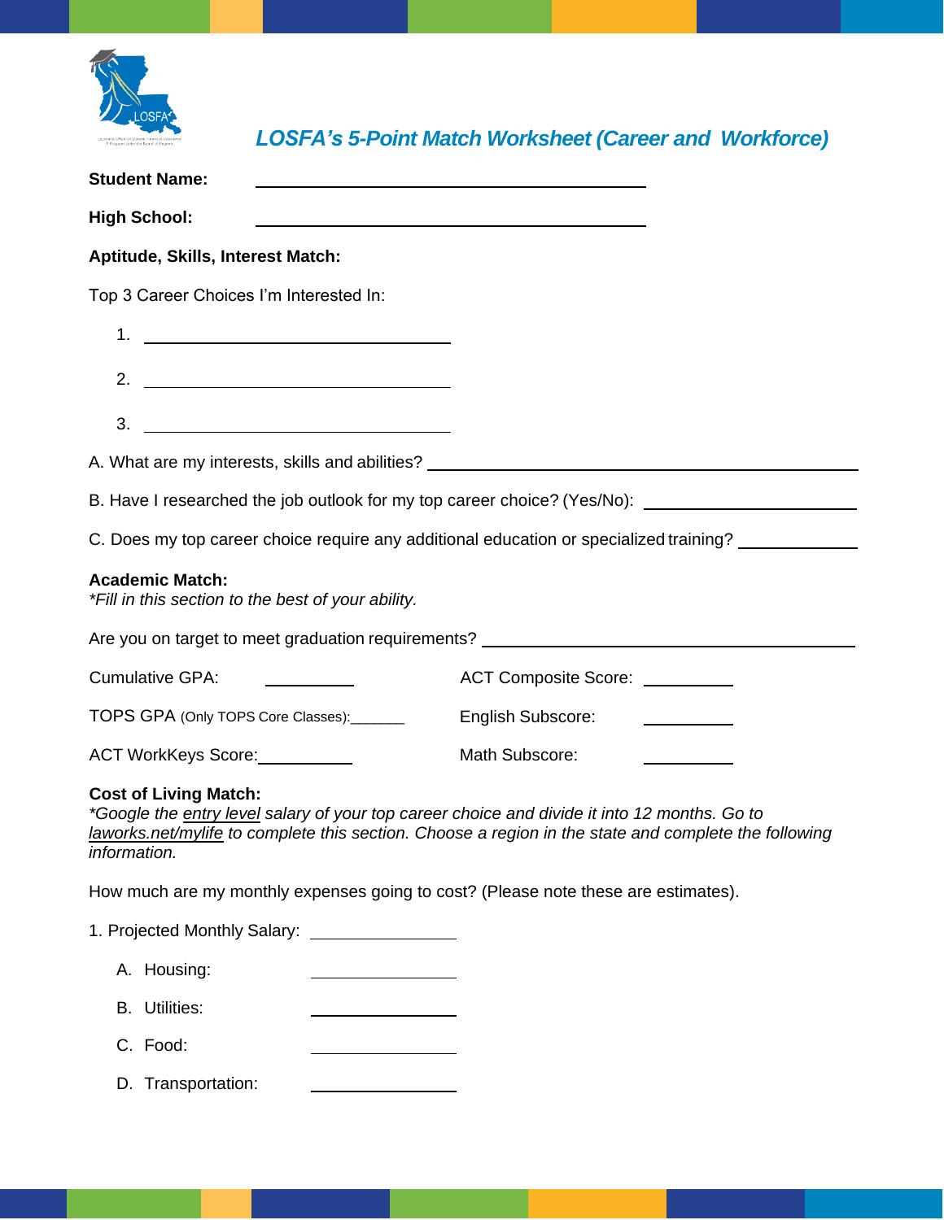# LOSFA's 5-Point Match Worksheet (Career and Workforce)

**Student Name:** ______________________________

**High School:** ______________________________

**Aptitude, Skills, Interest Match:**

Top 3 Career Choices I'm Interested In:

1. ______________________
2. ______________________
3. ______________________

A. What are my interests, skills and abilities? ______________________________

B. Have I researched the job outlook for my top career choice? (Yes/No): ______________

C. Does my top career choice require any additional education or specialized training? ________

**Academic Match:**
*\*Fill in this section to the best of your ability.*

Are you on target to meet graduation requirements? ______________________________

Cumulative GPA: ________

TOPS GPA (Only TOPS Core Classes):_______

ACT WorkKeys Score:________

ACT Composite Score: ________

English Subscore: ________

Math Subscore: ________

**Cost of Living Match:**
*\*Google the entry level salary of your top career choice and divide it into 12 months. Go to laworks.net/mylife to complete this section. Choose a region in the state and complete the following information.*

How much are my monthly expenses going to cost? (Please note these are estimates).

1. Projected Monthly Salary: ____________

   A. Housing: ____________

   B. Utilities: ____________

   C. Food: ____________

   D. Transportation: ____________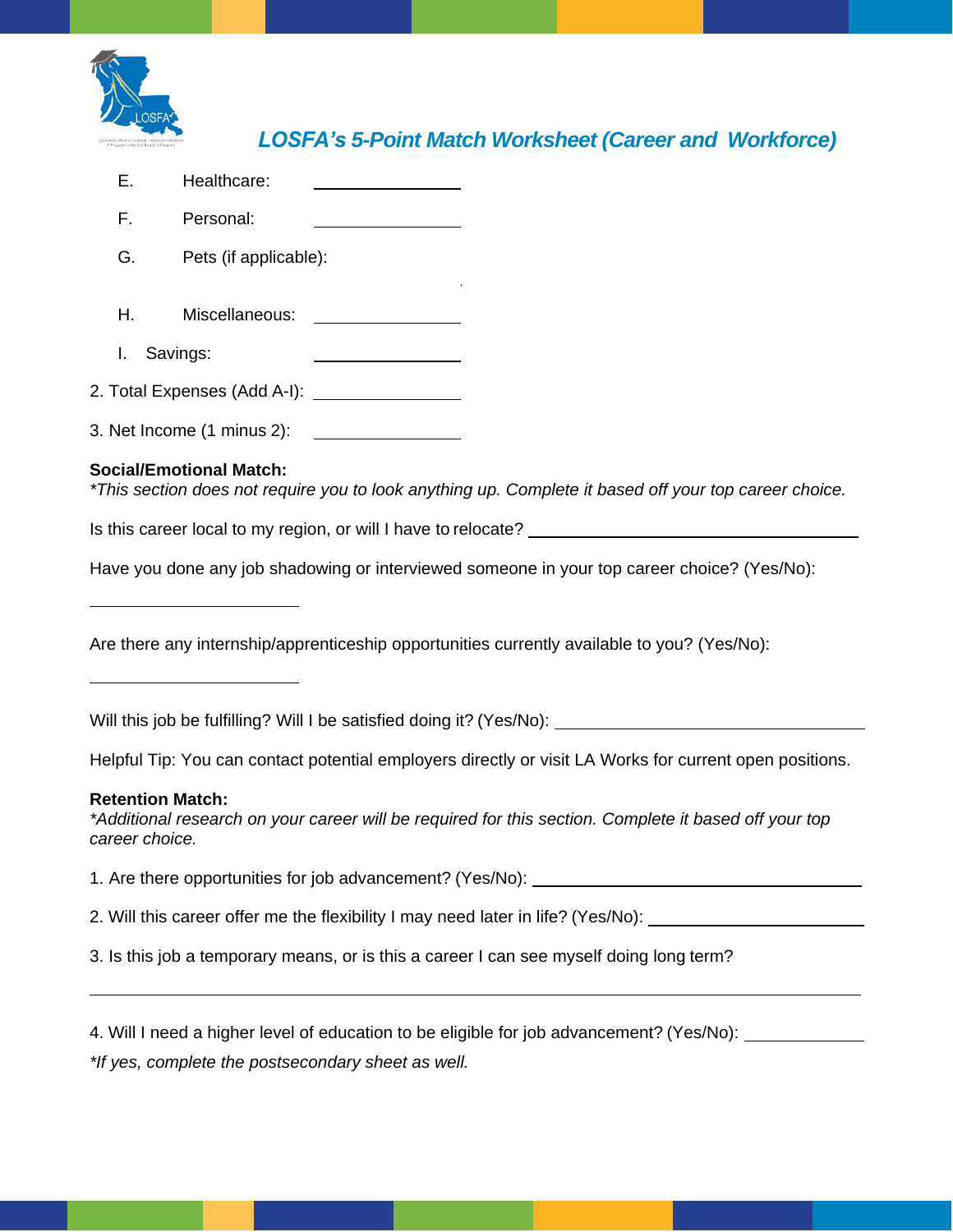## LOSFA's 5-Point Match Worksheet (Career and Workforce)

E. Healthcare: ______________

F. Personal: ______________

G. Pets (if applicable):

H. Miscellaneous: ______________

I. Savings: ______________

2. Total Expenses (Add A-I): ______________

3. Net Income (1 minus 2): ______________

**Social/Emotional Match:**
*\*This section does not require you to look anything up. Complete it based off your top career choice.*

Is this career local to my region, or will I have to relocate? ______________________________

Have you done any job shadowing or interviewed someone in your top career choice? (Yes/No):

______________________

Are there any internship/apprenticeship opportunities currently available to you? (Yes/No):

______________________

Will this job be fulfilling? Will I be satisfied doing it? (Yes/No): ______________________________

Helpful Tip: You can contact potential employers directly or visit LA Works for current open positions.

**Retention Match:**
*\*Additional research on your career will be required for this section. Complete it based off your top career choice.*

1. Are there opportunities for job advancement? (Yes/No): ______________________________

2. Will this career offer me the flexibility I may need later in life? (Yes/No): ____________________

3. Is this job a temporary means, or is this a career I can see myself doing long term?

______________________________________________________________________

4. Will I need a higher level of education to be eligible for job advancement? (Yes/No): ____________

*\*If yes, complete the postsecondary sheet as well.*